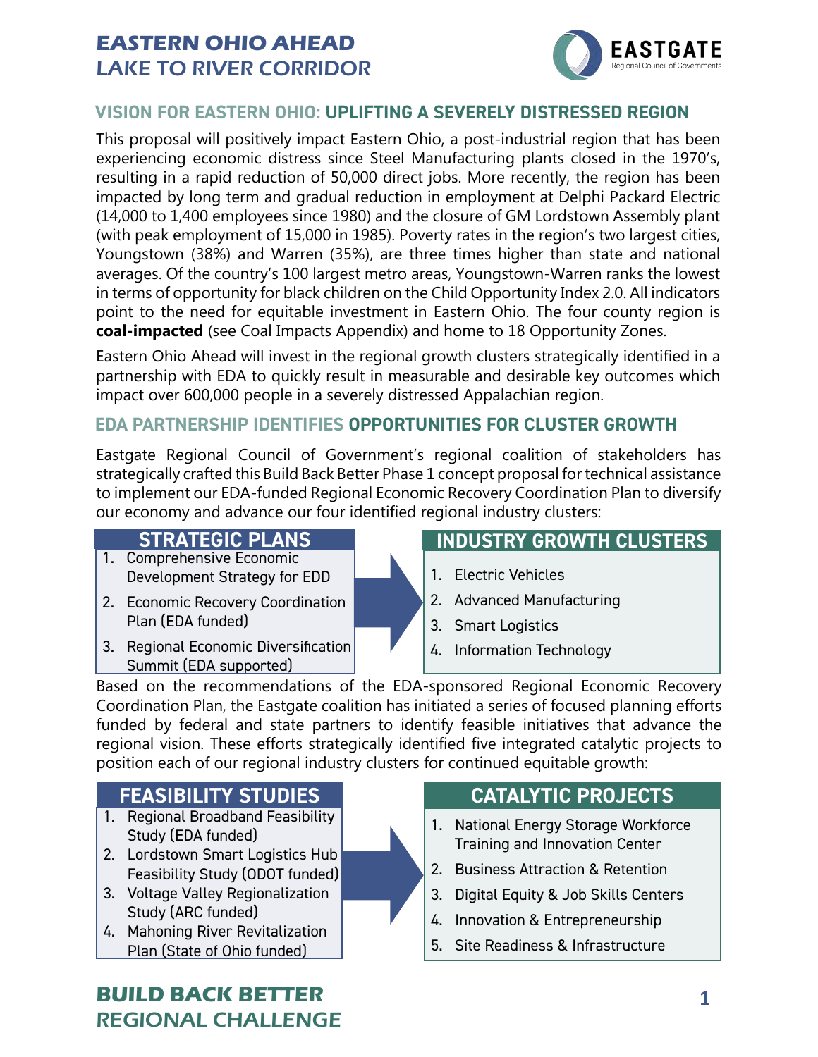# EASTERN OHIO AHEAD
## LAKE TO RIVER CORRIDOR

EASTGATE
Regional Council of Governments

### VISION FOR EASTERN OHIO: UPLIFTING A SEVERELY DISTRESSED REGION

This proposal will positively impact Eastern Ohio, a post-industrial region that has been experiencing economic distress since Steel Manufacturing plants closed in the 1970's, resulting in a rapid reduction of 50,000 direct jobs. More recently, the region has been impacted by long term and gradual reduction in employment at Delphi Packard Electric (14,000 to 1,400 employees since 1980) and the closure of GM Lordstown Assembly plant (with peak employment of 15,000 in 1985). Poverty rates in the region's two largest cities, Youngstown (38%) and Warren (35%), are three times higher than state and national averages. Of the country's 100 largest metro areas, Youngstown-Warren ranks the lowest in terms of opportunity for black children on the Child Opportunity Index 2.0. All indicators point to the need for equitable investment in Eastern Ohio. The four county region is **coal-impacted** (see Coal Impacts Appendix) and home to 18 Opportunity Zones.

Eastern Ohio Ahead will invest in the regional growth clusters strategically identified in a partnership with EDA to quickly result in measurable and desirable key outcomes which impact over 600,000 people in a severely distressed Appalachian region.

### EDA PARTNERSHIP IDENTIFIES OPPORTUNITIES FOR CLUSTER GROWTH

Eastgate Regional Council of Government's regional coalition of stakeholders has strategically crafted this Build Back Better Phase 1 concept proposal for technical assistance to implement our EDA-funded Regional Economic Recovery Coordination Plan to diversify our economy and advance our four identified regional industry clusters:

**STRATEGIC PLANS**

1. Comprehensive Economic Development Strategy for EDD
2. Economic Recovery Coordination Plan (EDA funded)
3. Regional Economic Diversification Summit (EDA supported)

**INDUSTRY GROWTH CLUSTERS**

1. Electric Vehicles
2. Advanced Manufacturing
3. Smart Logistics
4. Information Technology

Based on the recommendations of the EDA-sponsored Regional Economic Recovery Coordination Plan, the Eastgate coalition has initiated a series of focused planning efforts funded by federal and state partners to identify feasible initiatives that advance the regional vision. These efforts strategically identified five integrated catalytic projects to position each of our regional industry clusters for continued equitable growth:

**FEASIBILITY STUDIES**

1. Regional Broadband Feasibility Study (EDA funded)
2. Lordstown Smart Logistics Hub Feasibility Study (ODOT funded)
3. Voltage Valley Regionalization Study (ARC funded)
4. Mahoning River Revitalization Plan (State of Ohio funded)

**CATALYTIC PROJECTS**

1. National Energy Storage Workforce Training and Innovation Center
2. Business Attraction & Retention
3. Digital Equity & Job Skills Centers
4. Innovation & Entrepreneurship
5. Site Readiness & Infrastructure

## BUILD BACK BETTER
## REGIONAL CHALLENGE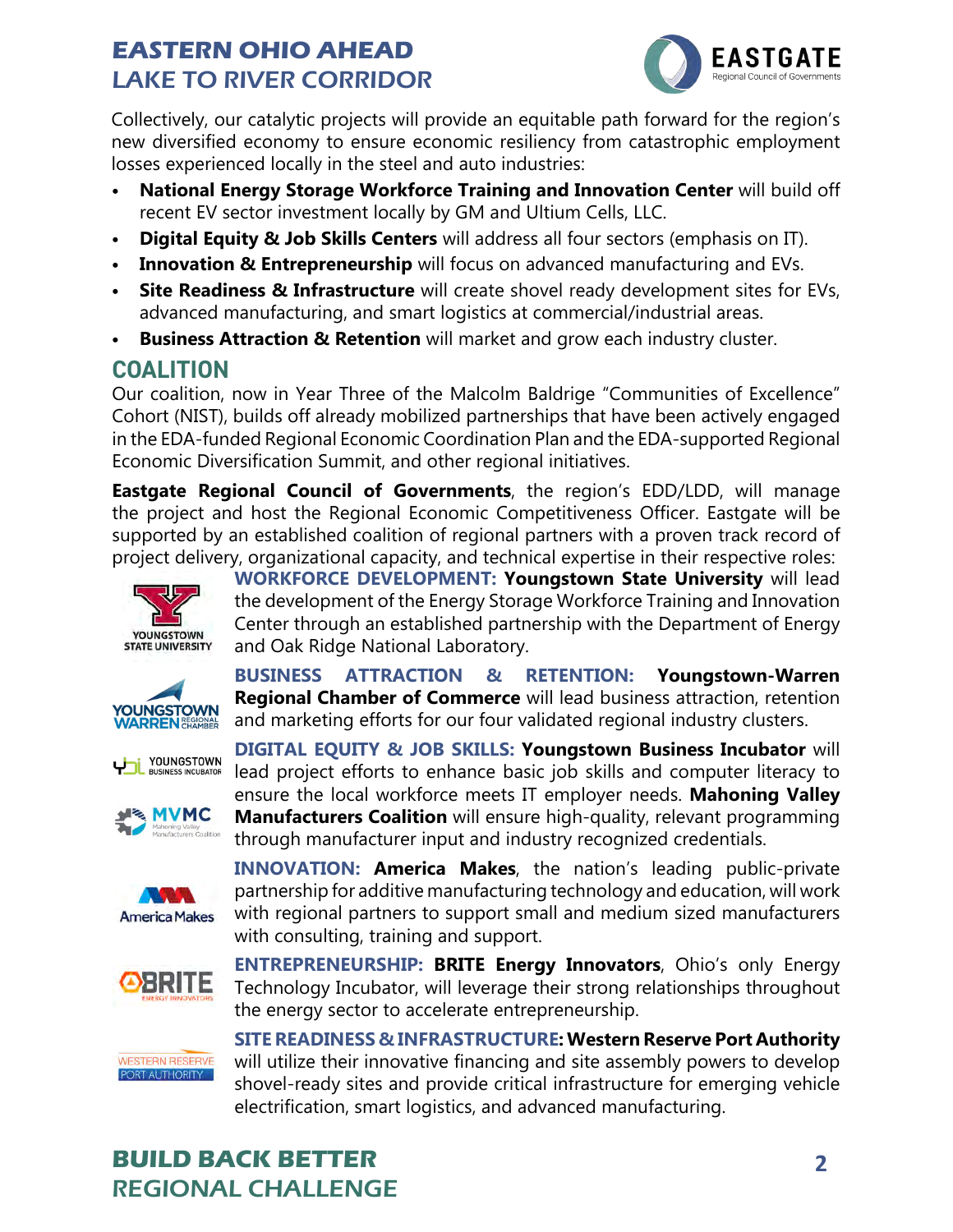Collectively, our catalytic projects will provide an equitable path forward for the region's new diversified economy to ensure economic resiliency from catastrophic employment losses experienced locally in the steel and auto industries:

- **National Energy Storage Workforce Training and Innovation Center** will build off recent EV sector investment locally by GM and Ultium Cells, LLC.
- **Digital Equity & Job Skills Centers** will address all four sectors (emphasis on IT).
- **Innovation & Entrepreneurship** will focus on advanced manufacturing and EVs.
- **Site Readiness & Infrastructure** will create shovel ready development sites for EVs, advanced manufacturing, and smart logistics at commercial/industrial areas.
- **Business Attraction & Retention** will market and grow each industry cluster.

## COALITION

Our coalition, now in Year Three of the Malcolm Baldrige "Communities of Excellence" Cohort (NIST), builds off already mobilized partnerships that have been actively engaged in the EDA-funded Regional Economic Coordination Plan and the EDA-supported Regional Economic Diversification Summit, and other regional initiatives.

**Eastgate Regional Council of Governments**, the region's EDD/LDD, will manage the project and host the Regional Economic Competitiveness Officer. Eastgate will be supported by an established coalition of regional partners with a proven track record of project delivery, organizational capacity, and technical expertise in their respective roles:

**WORKFORCE DEVELOPMENT: Youngstown State University** will lead the development of the Energy Storage Workforce Training and Innovation Center through an established partnership with the Department of Energy and Oak Ridge National Laboratory.

**BUSINESS ATTRACTION & RETENTION: Youngstown-Warren Regional Chamber of Commerce** will lead business attraction, retention and marketing efforts for our four validated regional industry clusters.

**DIGITAL EQUITY & JOB SKILLS: Youngstown Business Incubator** will lead project efforts to enhance basic job skills and computer literacy to ensure the local workforce meets IT employer needs. **Mahoning Valley Manufacturers Coalition** will ensure high-quality, relevant programming through manufacturer input and industry recognized credentials.

**INNOVATION: America Makes**, the nation's leading public-private partnership for additive manufacturing technology and education, will work with regional partners to support small and medium sized manufacturers with consulting, training and support.

**ENTREPRENEURSHIP: BRITE Energy Innovators**, Ohio's only Energy Technology Incubator, will leverage their strong relationships throughout the energy sector to accelerate entrepreneurship.

**SITE READINESS & INFRASTRUCTURE: Western Reserve Port Authority** will utilize their innovative financing and site assembly powers to develop shovel-ready sites and provide critical infrastructure for emerging vehicle electrification, smart logistics, and advanced manufacturing.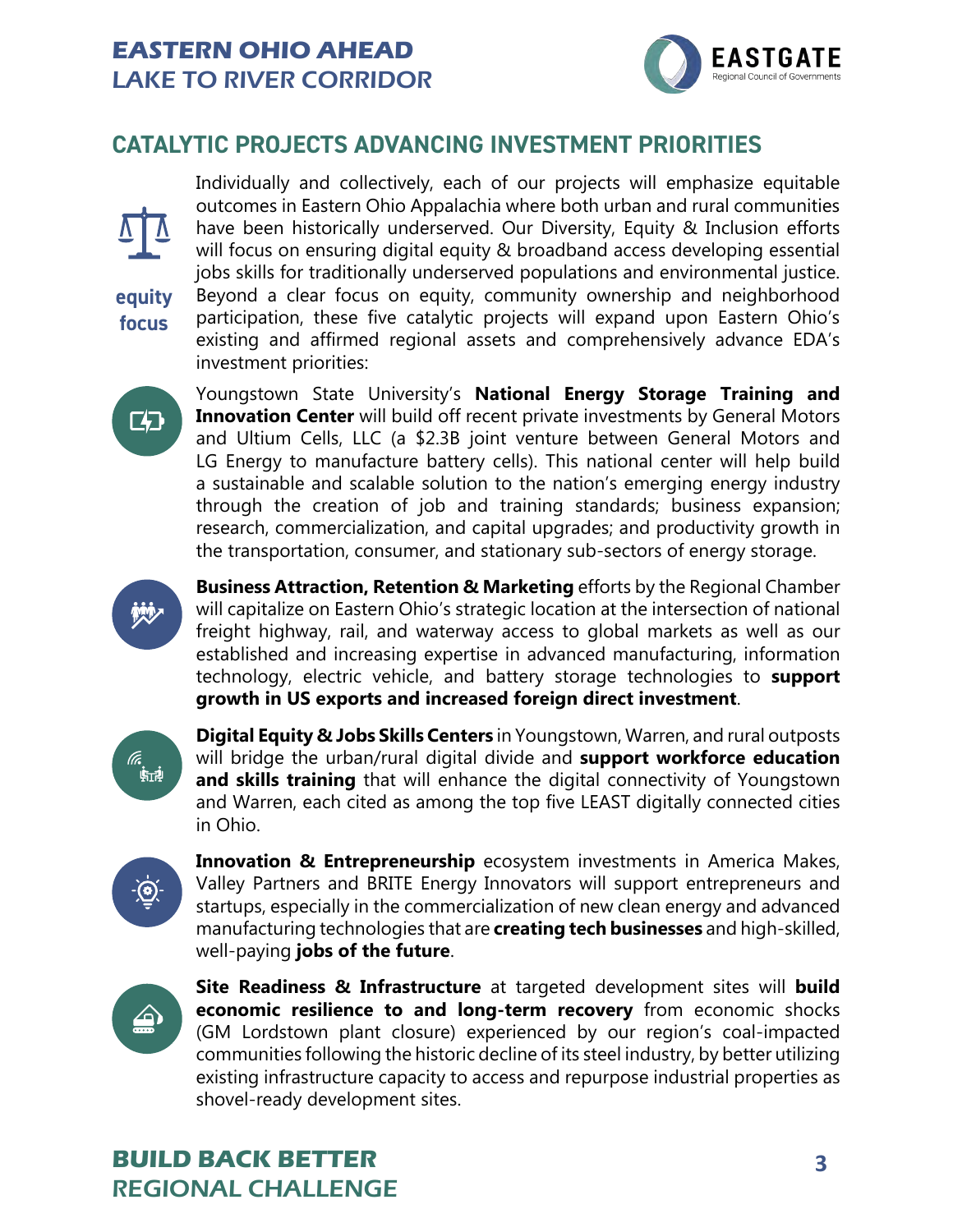## CATALYTIC PROJECTS ADVANCING INVESTMENT PRIORITIES

**equity focus**

Individually and collectively, each of our projects will emphasize equitable outcomes in Eastern Ohio Appalachia where both urban and rural communities have been historically underserved. Our Diversity, Equity & Inclusion efforts will focus on ensuring digital equity & broadband access developing essential jobs skills for traditionally underserved populations and environmental justice. Beyond a clear focus on equity, community ownership and neighborhood participation, these five catalytic projects will expand upon Eastern Ohio's existing and affirmed regional assets and comprehensively advance EDA's investment priorities:

Youngstown State University's **National Energy Storage Training and Innovation Center** will build off recent private investments by General Motors and Ultium Cells, LLC (a $2.3B joint venture between General Motors and LG Energy to manufacture battery cells). This national center will help build a sustainable and scalable solution to the nation's emerging energy industry through the creation of job and training standards; business expansion; research, commercialization, and capital upgrades; and productivity growth in the transportation, consumer, and stationary sub-sectors of energy storage.

**Business Attraction, Retention & Marketing** efforts by the Regional Chamber will capitalize on Eastern Ohio's strategic location at the intersection of national freight highway, rail, and waterway access to global markets as well as our established and increasing expertise in advanced manufacturing, information technology, electric vehicle, and battery storage technologies to **support growth in US exports and increased foreign direct investment**.

**Digital Equity & Jobs Skills Centers** in Youngstown, Warren, and rural outposts will bridge the urban/rural digital divide and **support workforce education and skills training** that will enhance the digital connectivity of Youngstown and Warren, each cited as among the top five LEAST digitally connected cities in Ohio.

**Innovation & Entrepreneurship** ecosystem investments in America Makes, Valley Partners and BRITE Energy Innovators will support entrepreneurs and startups, especially in the commercialization of new clean energy and advanced manufacturing technologies that are **creating tech businesses** and high-skilled, well-paying **jobs of the future**.

**Site Readiness & Infrastructure** at targeted development sites will **build economic resilience to and long-term recovery** from economic shocks (GM Lordstown plant closure) experienced by our region's coal-impacted communities following the historic decline of its steel industry, by better utilizing existing infrastructure capacity to access and repurpose industrial properties as shovel-ready development sites.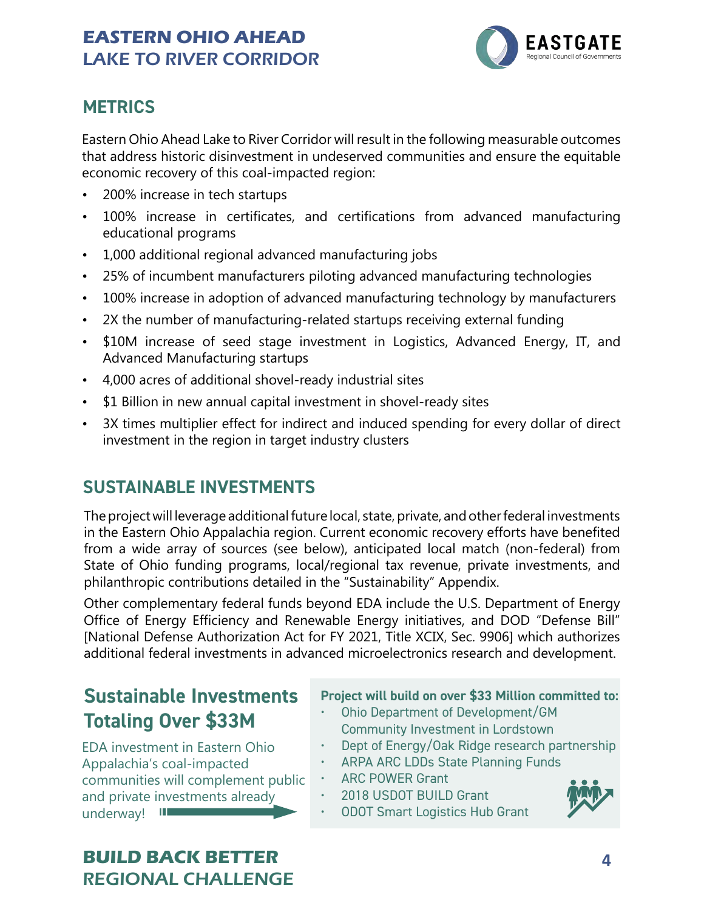## METRICS

Eastern Ohio Ahead Lake to River Corridor will result in the following measurable outcomes that address historic disinvestment in undeserved communities and ensure the equitable economic recovery of this coal-impacted region:

- 200% increase in tech startups
- 100% increase in certificates, and certifications from advanced manufacturing educational programs
- 1,000 additional regional advanced manufacturing jobs
- 25% of incumbent manufacturers piloting advanced manufacturing technologies
- 100% increase in adoption of advanced manufacturing technology by manufacturers
- 2X the number of manufacturing-related startups receiving external funding
- $10M increase of seed stage investment in Logistics, Advanced Energy, IT, and Advanced Manufacturing startups
- 4,000 acres of additional shovel-ready industrial sites
- $1 Billion in new annual capital investment in shovel-ready sites
- 3X times multiplier effect for indirect and induced spending for every dollar of direct investment in the region in target industry clusters

## SUSTAINABLE INVESTMENTS

The project will leverage additional future local, state, private, and other federal investments in the Eastern Ohio Appalachia region. Current economic recovery efforts have benefited from a wide array of sources (see below), anticipated local match (non-federal) from State of Ohio funding programs, local/regional tax revenue, private investments, and philanthropic contributions detailed in the "Sustainability" Appendix.

Other complementary federal funds beyond EDA include the U.S. Department of Energy Office of Energy Efficiency and Renewable Energy initiatives, and DOD "Defense Bill" [National Defense Authorization Act for FY 2021, Title XCIX, Sec. 9906] which authorizes additional federal investments in advanced microelectronics research and development.

### Sustainable Investments Totaling Over $33M

EDA investment in Eastern Ohio Appalachia's coal-impacted communities will complement public and private investments already underway!

**Project will build on over $33 Million committed to:**

- Ohio Department of Development/GM Community Investment in Lordstown
- Dept of Energy/Oak Ridge research partnership
- ARPA ARC LDDs State Planning Funds
- ARC POWER Grant
- 2018 USDOT BUILD Grant
- ODOT Smart Logistics Hub Grant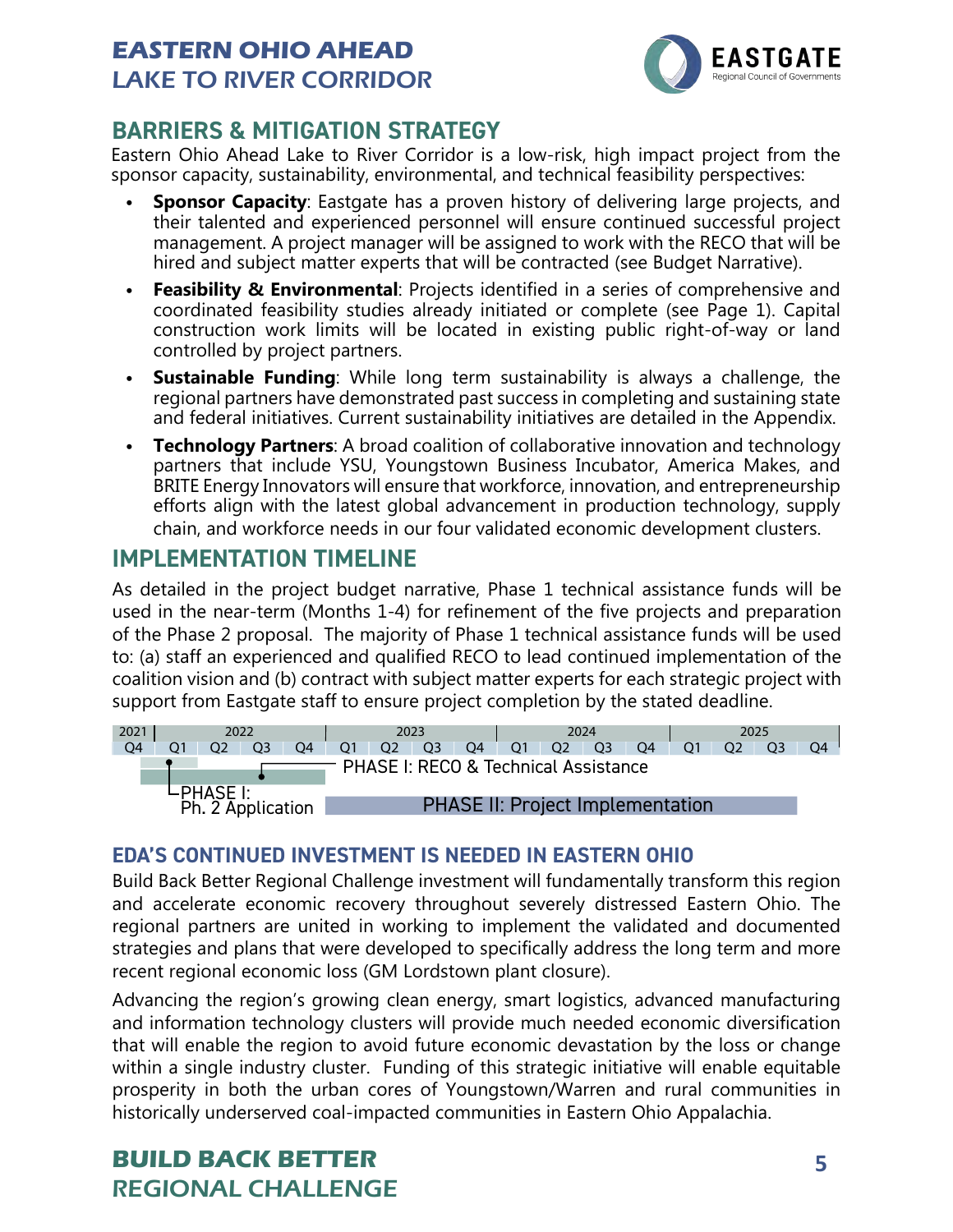## BARRIERS & MITIGATION STRATEGY

Eastern Ohio Ahead Lake to River Corridor is a low-risk, high impact project from the sponsor capacity, sustainability, environmental, and technical feasibility perspectives:

- **Sponsor Capacity**: Eastgate has a proven history of delivering large projects, and their talented and experienced personnel will ensure continued successful project management. A project manager will be assigned to work with the RECO that will be hired and subject matter experts that will be contracted (see Budget Narrative).
- **Feasibility & Environmental**: Projects identified in a series of comprehensive and coordinated feasibility studies already initiated or complete (see Page 1). Capital construction work limits will be located in existing public right-of-way or land controlled by project partners.
- **Sustainable Funding**: While long term sustainability is always a challenge, the regional partners have demonstrated past success in completing and sustaining state and federal initiatives. Current sustainability initiatives are detailed in the Appendix.
- **Technology Partners**: A broad coalition of collaborative innovation and technology partners that include YSU, Youngstown Business Incubator, America Makes, and BRITE Energy Innovators will ensure that workforce, innovation, and entrepreneurship efforts align with the latest global advancement in production technology, supply chain, and workforce needs in our four validated economic development clusters.

## IMPLEMENTATION TIMELINE

As detailed in the project budget narrative, Phase 1 technical assistance funds will be used in the near-term (Months 1-4) for refinement of the five projects and preparation of the Phase 2 proposal. The majority of Phase 1 technical assistance funds will be used to: (a) staff an experienced and qualified RECO to lead continued implementation of the coalition vision and (b) contract with subject matter experts for each strategic project with support from Eastgate staff to ensure project completion by the stated deadline.

2021 | 2022 | 2023 | 2024 | 2025

Q4 Q1 Q2 Q3 Q4 Q1 Q2 Q3 Q4 Q1 Q2 Q3 Q4 Q1 Q2 Q3 Q4

PHASE I: RECO & Technical Assistance

PHASE I: Ph. 2 Application

PHASE II: Project Implementation

### EDA'S CONTINUED INVESTMENT IS NEEDED IN EASTERN OHIO

Build Back Better Regional Challenge investment will fundamentally transform this region and accelerate economic recovery throughout severely distressed Eastern Ohio. The regional partners are united in working to implement the validated and documented strategies and plans that were developed to specifically address the long term and more recent regional economic loss (GM Lordstown plant closure).

Advancing the region's growing clean energy, smart logistics, advanced manufacturing and information technology clusters will provide much needed economic diversification that will enable the region to avoid future economic devastation by the loss or change within a single industry cluster. Funding of this strategic initiative will enable equitable prosperity in both the urban cores of Youngstown/Warren and rural communities in historically underserved coal-impacted communities in Eastern Ohio Appalachia.